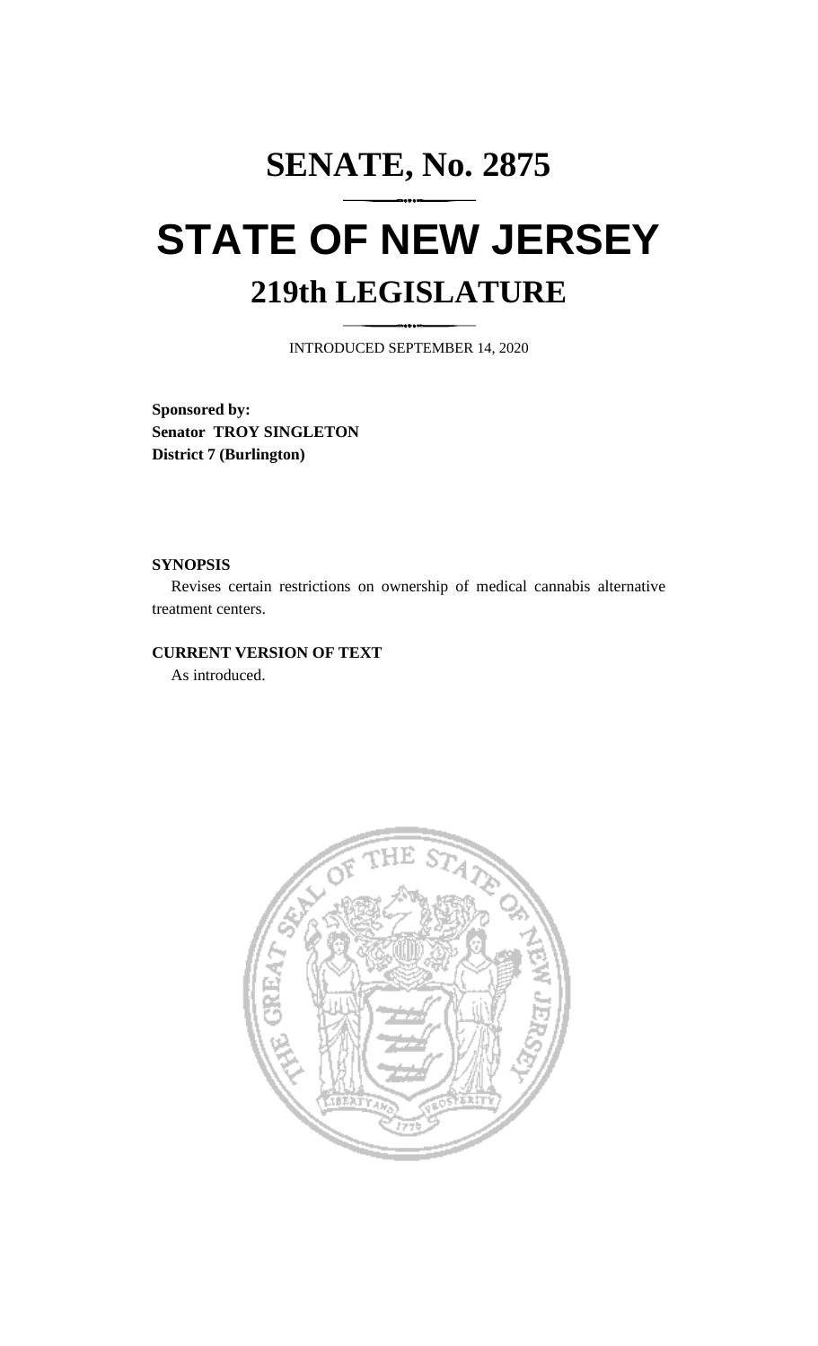# SENATE, No. 2875

# STATE OF NEW JERSEY

## 219th LEGISLATURE

INTRODUCED SEPTEMBER 14, 2020

**Sponsored by:**
**Senator TROY SINGLETON**
**District 7 (Burlington)**

**SYNOPSIS**

Revises certain restrictions on ownership of medical cannabis alternative treatment centers.

**CURRENT VERSION OF TEXT**

As introduced.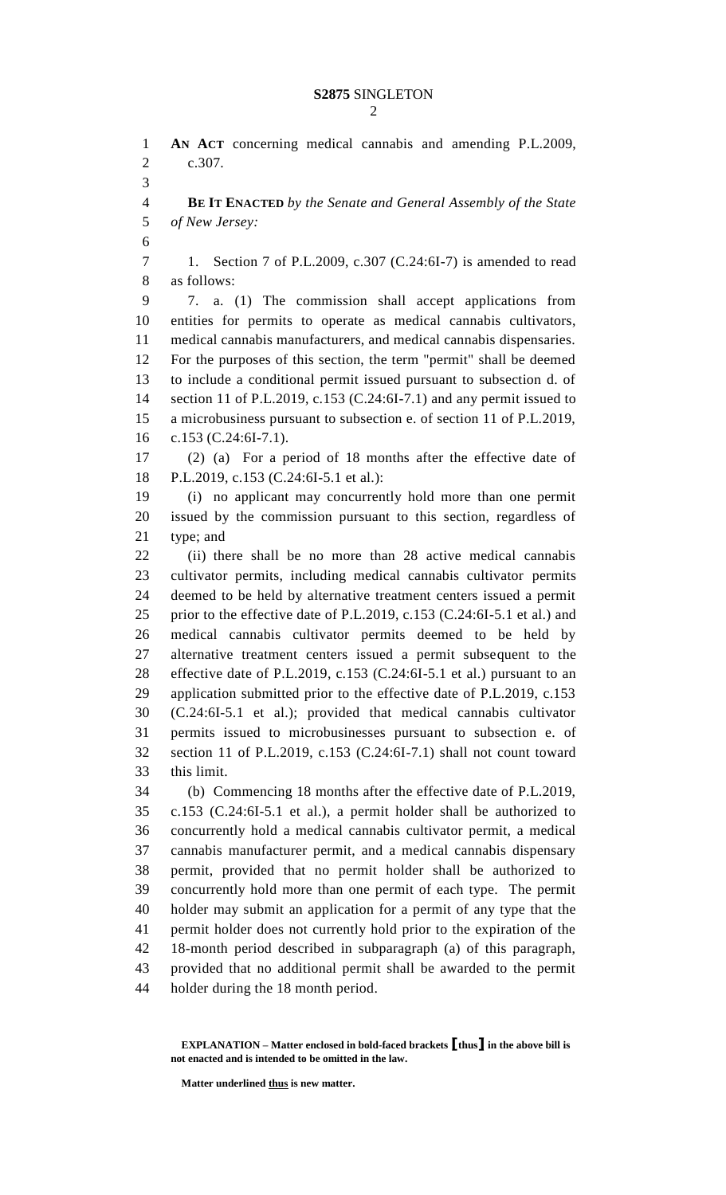**AN ACT** concerning medical cannabis and amending P.L.2009, c.307.

**BE IT ENACTED** *by the Senate and General Assembly of the State of New Jersey:*

1. Section 7 of P.L.2009, c.307 (C.24:6I-7) is amended to read as follows:

7. a. (1) The commission shall accept applications from entities for permits to operate as medical cannabis cultivators, medical cannabis manufacturers, and medical cannabis dispensaries. For the purposes of this section, the term "permit" shall be deemed to include a conditional permit issued pursuant to subsection d. of section 11 of P.L.2019, c.153 (C.24:6I-7.1) and any permit issued to a microbusiness pursuant to subsection e. of section 11 of P.L.2019, c.153 (C.24:6I-7.1).

(2) (a) For a period of 18 months after the effective date of P.L.2019, c.153 (C.24:6I-5.1 et al.):

(i) no applicant may concurrently hold more than one permit issued by the commission pursuant to this section, regardless of type; and

(ii) there shall be no more than 28 active medical cannabis cultivator permits, including medical cannabis cultivator permits deemed to be held by alternative treatment centers issued a permit prior to the effective date of P.L.2019, c.153 (C.24:6I-5.1 et al.) and medical cannabis cultivator permits deemed to be held by alternative treatment centers issued a permit subsequent to the effective date of P.L.2019, c.153 (C.24:6I-5.1 et al.) pursuant to an application submitted prior to the effective date of P.L.2019, c.153 (C.24:6I-5.1 et al.); provided that medical cannabis cultivator permits issued to microbusinesses pursuant to subsection e. of section 11 of P.L.2019, c.153 (C.24:6I-7.1) shall not count toward this limit.

(b) Commencing 18 months after the effective date of P.L.2019, c.153 (C.24:6I-5.1 et al.), a permit holder shall be authorized to concurrently hold a medical cannabis cultivator permit, a medical cannabis manufacturer permit, and a medical cannabis dispensary permit, provided that no permit holder shall be authorized to concurrently hold more than one permit of each type. The permit holder may submit an application for a permit of any type that the permit holder does not currently hold prior to the expiration of the 18-month period described in subparagraph (a) of this paragraph, provided that no additional permit shall be awarded to the permit holder during the 18 month period.

**EXPLANATION – Matter enclosed in bold-faced brackets [thus] in the above bill is not enacted and is intended to be omitted in the law.**

**Matter underlined thus is new matter.**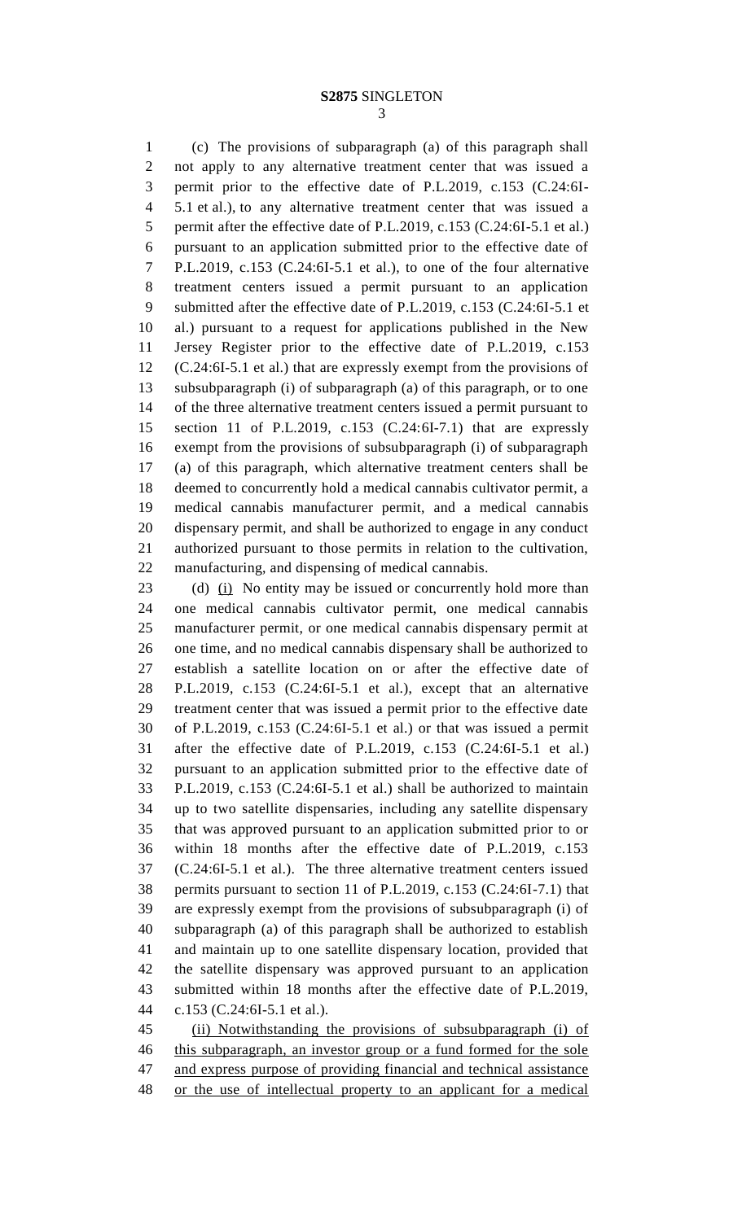(c) The provisions of subparagraph (a) of this paragraph shall not apply to any alternative treatment center that was issued a permit prior to the effective date of P.L.2019, c.153 (C.24:6I-5.1 et al.), to any alternative treatment center that was issued a permit after the effective date of P.L.2019, c.153 (C.24:6I-5.1 et al.) pursuant to an application submitted prior to the effective date of P.L.2019, c.153 (C.24:6I-5.1 et al.), to one of the four alternative treatment centers issued a permit pursuant to an application submitted after the effective date of P.L.2019, c.153 (C.24:6I-5.1 et al.) pursuant to a request for applications published in the New Jersey Register prior to the effective date of P.L.2019, c.153 (C.24:6I-5.1 et al.) that are expressly exempt from the provisions of subsubparagraph (i) of subparagraph (a) of this paragraph, or to one of the three alternative treatment centers issued a permit pursuant to section 11 of P.L.2019, c.153 (C.24:6I-7.1) that are expressly exempt from the provisions of subsubparagraph (i) of subparagraph (a) of this paragraph, which alternative treatment centers shall be deemed to concurrently hold a medical cannabis cultivator permit, a medical cannabis manufacturer permit, and a medical cannabis dispensary permit, and shall be authorized to engage in any conduct authorized pursuant to those permits in relation to the cultivation, manufacturing, and dispensing of medical cannabis.

(d) (i) No entity may be issued or concurrently hold more than one medical cannabis cultivator permit, one medical cannabis manufacturer permit, or one medical cannabis dispensary permit at one time, and no medical cannabis dispensary shall be authorized to establish a satellite location on or after the effective date of P.L.2019, c.153 (C.24:6I-5.1 et al.), except that an alternative treatment center that was issued a permit prior to the effective date of P.L.2019, c.153 (C.24:6I-5.1 et al.) or that was issued a permit after the effective date of P.L.2019, c.153 (C.24:6I-5.1 et al.) pursuant to an application submitted prior to the effective date of P.L.2019, c.153 (C.24:6I-5.1 et al.) shall be authorized to maintain up to two satellite dispensaries, including any satellite dispensary that was approved pursuant to an application submitted prior to or within 18 months after the effective date of P.L.2019, c.153 (C.24:6I-5.1 et al.). The three alternative treatment centers issued permits pursuant to section 11 of P.L.2019, c.153 (C.24:6I-7.1) that are expressly exempt from the provisions of subsubparagraph (i) of subparagraph (a) of this paragraph shall be authorized to establish and maintain up to one satellite dispensary location, provided that the satellite dispensary was approved pursuant to an application submitted within 18 months after the effective date of P.L.2019, c.153 (C.24:6I-5.1 et al.).

(ii) Notwithstanding the provisions of subsubparagraph (i) of this subparagraph, an investor group or a fund formed for the sole and express purpose of providing financial and technical assistance or the use of intellectual property to an applicant for a medical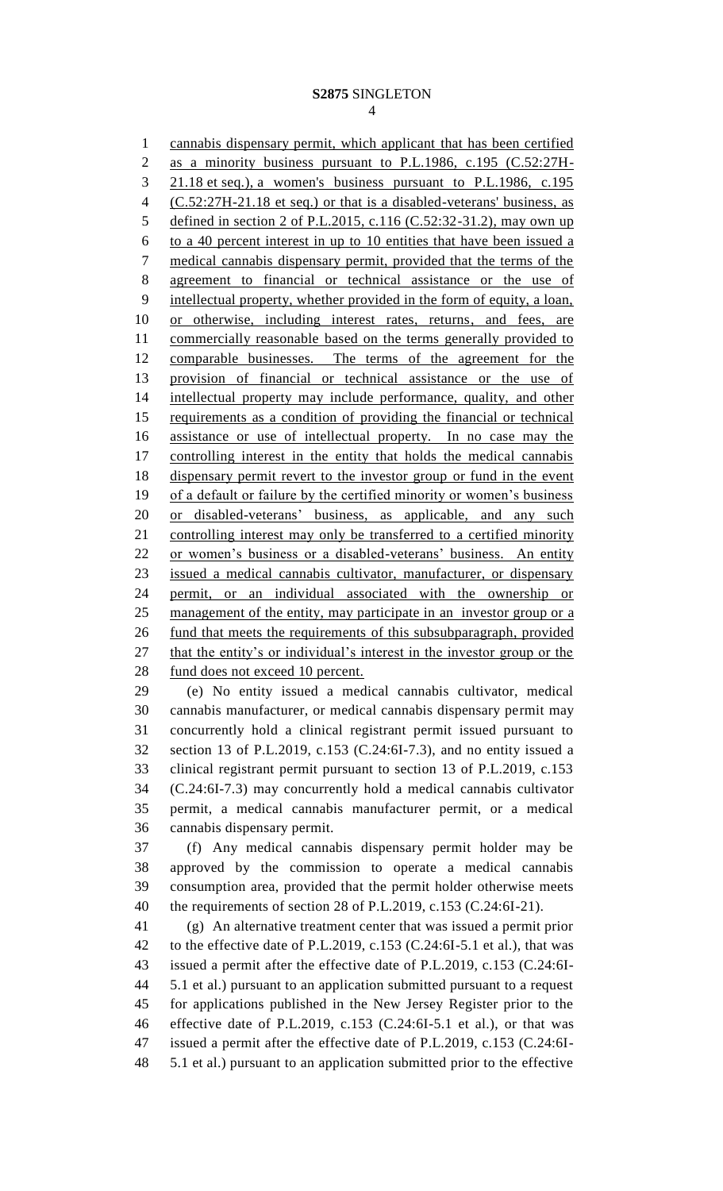cannabis dispensary permit, which applicant that has been certified as a minority business pursuant to P.L.1986, c.195 (C.52:27H-21.18 et seq.), a women's business pursuant to P.L.1986, c.195 (C.52:27H-21.18 et seq.) or that is a disabled-veterans' business, as defined in section 2 of P.L.2015, c.116 (C.52:32-31.2), may own up to a 40 percent interest in up to 10 entities that have been issued a medical cannabis dispensary permit, provided that the terms of the agreement to financial or technical assistance or the use of intellectual property, whether provided in the form of equity, a loan, or otherwise, including interest rates, returns, and fees, are commercially reasonable based on the terms generally provided to comparable businesses. The terms of the agreement for the provision of financial or technical assistance or the use of intellectual property may include performance, quality, and other requirements as a condition of providing the financial or technical assistance or use of intellectual property. In no case may the controlling interest in the entity that holds the medical cannabis dispensary permit revert to the investor group or fund in the event of a default or failure by the certified minority or women's business or disabled-veterans' business, as applicable, and any such controlling interest may only be transferred to a certified minority or women's business or a disabled-veterans' business. An entity issued a medical cannabis cultivator, manufacturer, or dispensary permit, or an individual associated with the ownership or management of the entity, may participate in an investor group or a fund that meets the requirements of this subsubparagraph, provided that the entity's or individual's interest in the investor group or the fund does not exceed 10 percent.

(e) No entity issued a medical cannabis cultivator, medical cannabis manufacturer, or medical cannabis dispensary permit may concurrently hold a clinical registrant permit issued pursuant to section 13 of P.L.2019, c.153 (C.24:6I-7.3), and no entity issued a clinical registrant permit pursuant to section 13 of P.L.2019, c.153 (C.24:6I-7.3) may concurrently hold a medical cannabis cultivator permit, a medical cannabis manufacturer permit, or a medical cannabis dispensary permit.

(f) Any medical cannabis dispensary permit holder may be approved by the commission to operate a medical cannabis consumption area, provided that the permit holder otherwise meets the requirements of section 28 of P.L.2019, c.153 (C.24:6I-21).

(g) An alternative treatment center that was issued a permit prior to the effective date of P.L.2019, c.153 (C.24:6I-5.1 et al.), that was issued a permit after the effective date of P.L.2019, c.153 (C.24:6I-5.1 et al.) pursuant to an application submitted pursuant to a request for applications published in the New Jersey Register prior to the effective date of P.L.2019, c.153 (C.24:6I-5.1 et al.), or that was issued a permit after the effective date of P.L.2019, c.153 (C.24:6I-5.1 et al.) pursuant to an application submitted prior to the effective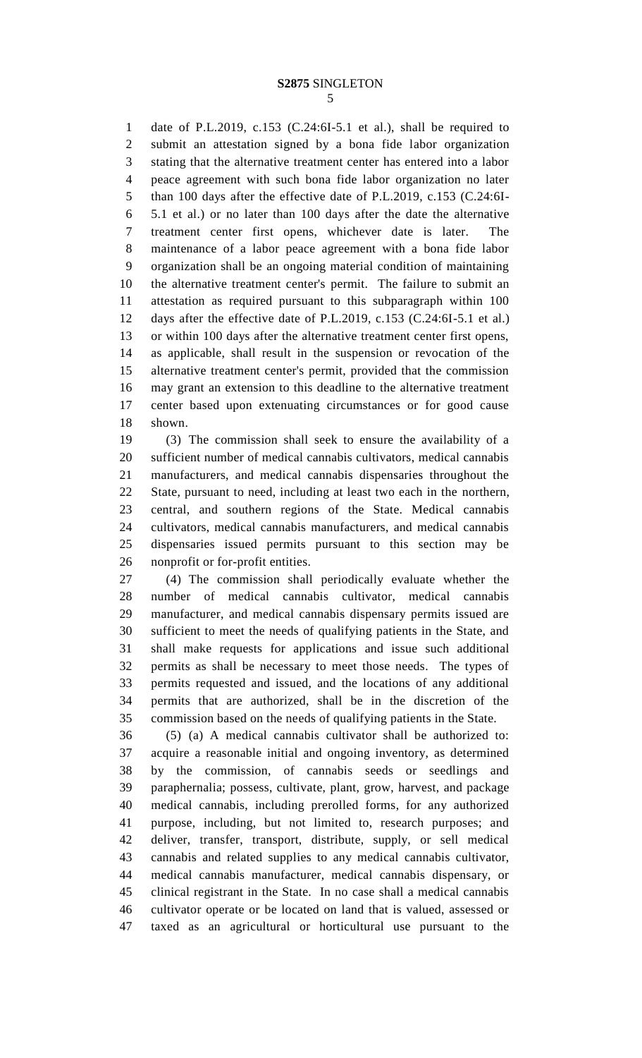date of P.L.2019, c.153 (C.24:6I-5.1 et al.), shall be required to submit an attestation signed by a bona fide labor organization stating that the alternative treatment center has entered into a labor peace agreement with such bona fide labor organization no later than 100 days after the effective date of P.L.2019, c.153 (C.24:6I-5.1 et al.) or no later than 100 days after the date the alternative treatment center first opens, whichever date is later. The maintenance of a labor peace agreement with a bona fide labor organization shall be an ongoing material condition of maintaining the alternative treatment center's permit. The failure to submit an attestation as required pursuant to this subparagraph within 100 days after the effective date of P.L.2019, c.153 (C.24:6I-5.1 et al.) or within 100 days after the alternative treatment center first opens, as applicable, shall result in the suspension or revocation of the alternative treatment center's permit, provided that the commission may grant an extension to this deadline to the alternative treatment center based upon extenuating circumstances or for good cause shown.

(3) The commission shall seek to ensure the availability of a sufficient number of medical cannabis cultivators, medical cannabis manufacturers, and medical cannabis dispensaries throughout the State, pursuant to need, including at least two each in the northern, central, and southern regions of the State. Medical cannabis cultivators, medical cannabis manufacturers, and medical cannabis dispensaries issued permits pursuant to this section may be nonprofit or for-profit entities.

(4) The commission shall periodically evaluate whether the number of medical cannabis cultivator, medical cannabis manufacturer, and medical cannabis dispensary permits issued are sufficient to meet the needs of qualifying patients in the State, and shall make requests for applications and issue such additional permits as shall be necessary to meet those needs. The types of permits requested and issued, and the locations of any additional permits that are authorized, shall be in the discretion of the commission based on the needs of qualifying patients in the State.

(5) (a) A medical cannabis cultivator shall be authorized to: acquire a reasonable initial and ongoing inventory, as determined by the commission, of cannabis seeds or seedlings and paraphernalia; possess, cultivate, plant, grow, harvest, and package medical cannabis, including prerolled forms, for any authorized purpose, including, but not limited to, research purposes; and deliver, transfer, transport, distribute, supply, or sell medical cannabis and related supplies to any medical cannabis cultivator, medical cannabis manufacturer, medical cannabis dispensary, or clinical registrant in the State. In no case shall a medical cannabis cultivator operate or be located on land that is valued, assessed or taxed as an agricultural or horticultural use pursuant to the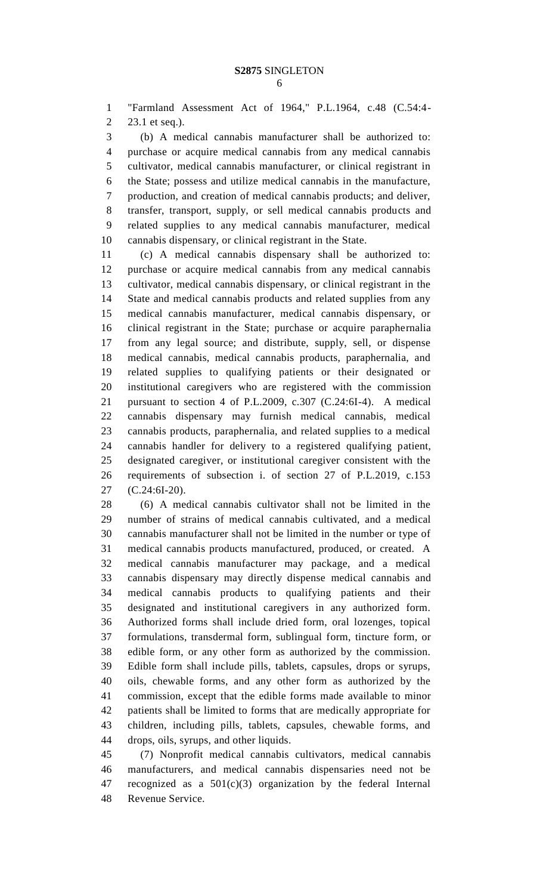"Farmland Assessment Act of 1964," P.L.1964, c.48 (C.54:4-23.1 et seq.).

(b) A medical cannabis manufacturer shall be authorized to: purchase or acquire medical cannabis from any medical cannabis cultivator, medical cannabis manufacturer, or clinical registrant in the State; possess and utilize medical cannabis in the manufacture, production, and creation of medical cannabis products; and deliver, transfer, transport, supply, or sell medical cannabis products and related supplies to any medical cannabis manufacturer, medical cannabis dispensary, or clinical registrant in the State.

(c) A medical cannabis dispensary shall be authorized to: purchase or acquire medical cannabis from any medical cannabis cultivator, medical cannabis dispensary, or clinical registrant in the State and medical cannabis products and related supplies from any medical cannabis manufacturer, medical cannabis dispensary, or clinical registrant in the State; purchase or acquire paraphernalia from any legal source; and distribute, supply, sell, or dispense medical cannabis, medical cannabis products, paraphernalia, and related supplies to qualifying patients or their designated or institutional caregivers who are registered with the commission pursuant to section 4 of P.L.2009, c.307 (C.24:6I-4). A medical cannabis dispensary may furnish medical cannabis, medical cannabis products, paraphernalia, and related supplies to a medical cannabis handler for delivery to a registered qualifying patient, designated caregiver, or institutional caregiver consistent with the requirements of subsection i. of section 27 of P.L.2019, c.153 (C.24:6I-20).

(6) A medical cannabis cultivator shall not be limited in the number of strains of medical cannabis cultivated, and a medical cannabis manufacturer shall not be limited in the number or type of medical cannabis products manufactured, produced, or created. A medical cannabis manufacturer may package, and a medical cannabis dispensary may directly dispense medical cannabis and medical cannabis products to qualifying patients and their designated and institutional caregivers in any authorized form. Authorized forms shall include dried form, oral lozenges, topical formulations, transdermal form, sublingual form, tincture form, or edible form, or any other form as authorized by the commission. Edible form shall include pills, tablets, capsules, drops or syrups, oils, chewable forms, and any other form as authorized by the commission, except that the edible forms made available to minor patients shall be limited to forms that are medically appropriate for children, including pills, tablets, capsules, chewable forms, and drops, oils, syrups, and other liquids.

(7) Nonprofit medical cannabis cultivators, medical cannabis manufacturers, and medical cannabis dispensaries need not be recognized as a 501(c)(3) organization by the federal Internal Revenue Service.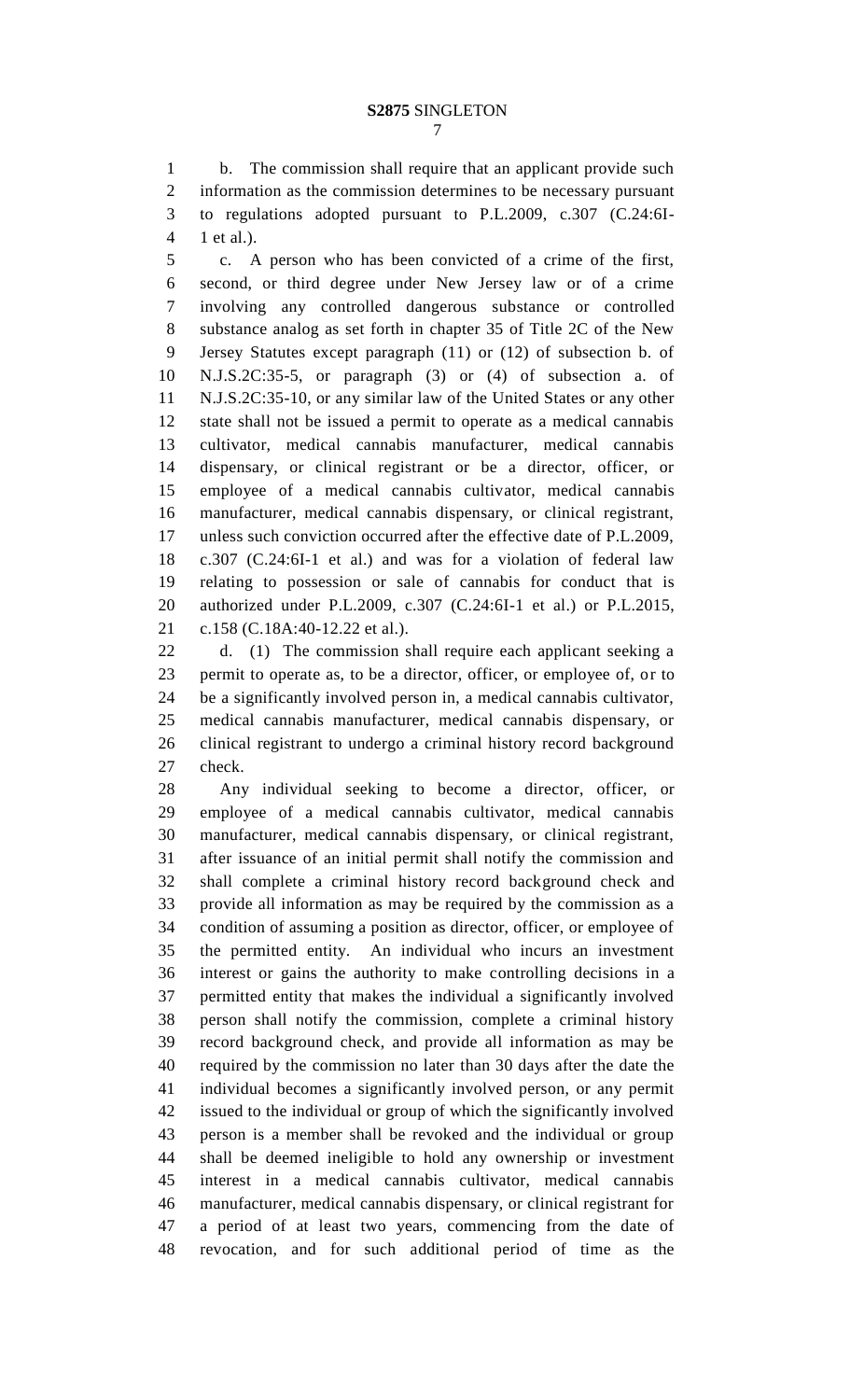b. The commission shall require that an applicant provide such information as the commission determines to be necessary pursuant to regulations adopted pursuant to P.L.2009, c.307 (C.24:6I-1 et al.).

c. A person who has been convicted of a crime of the first, second, or third degree under New Jersey law or of a crime involving any controlled dangerous substance or controlled substance analog as set forth in chapter 35 of Title 2C of the New Jersey Statutes except paragraph (11) or (12) of subsection b. of N.J.S.2C:35-5, or paragraph (3) or (4) of subsection a. of N.J.S.2C:35-10, or any similar law of the United States or any other state shall not be issued a permit to operate as a medical cannabis cultivator, medical cannabis manufacturer, medical cannabis dispensary, or clinical registrant or be a director, officer, or employee of a medical cannabis cultivator, medical cannabis manufacturer, medical cannabis dispensary, or clinical registrant, unless such conviction occurred after the effective date of P.L.2009, c.307 (C.24:6I-1 et al.) and was for a violation of federal law relating to possession or sale of cannabis for conduct that is authorized under P.L.2009, c.307 (C.24:6I-1 et al.) or P.L.2015, c.158 (C.18A:40-12.22 et al.).

d. (1) The commission shall require each applicant seeking a permit to operate as, to be a director, officer, or employee of, or to be a significantly involved person in, a medical cannabis cultivator, medical cannabis manufacturer, medical cannabis dispensary, or clinical registrant to undergo a criminal history record background check.

Any individual seeking to become a director, officer, or employee of a medical cannabis cultivator, medical cannabis manufacturer, medical cannabis dispensary, or clinical registrant, after issuance of an initial permit shall notify the commission and shall complete a criminal history record background check and provide all information as may be required by the commission as a condition of assuming a position as director, officer, or employee of the permitted entity. An individual who incurs an investment interest or gains the authority to make controlling decisions in a permitted entity that makes the individual a significantly involved person shall notify the commission, complete a criminal history record background check, and provide all information as may be required by the commission no later than 30 days after the date the individual becomes a significantly involved person, or any permit issued to the individual or group of which the significantly involved person is a member shall be revoked and the individual or group shall be deemed ineligible to hold any ownership or investment interest in a medical cannabis cultivator, medical cannabis manufacturer, medical cannabis dispensary, or clinical registrant for a period of at least two years, commencing from the date of revocation, and for such additional period of time as the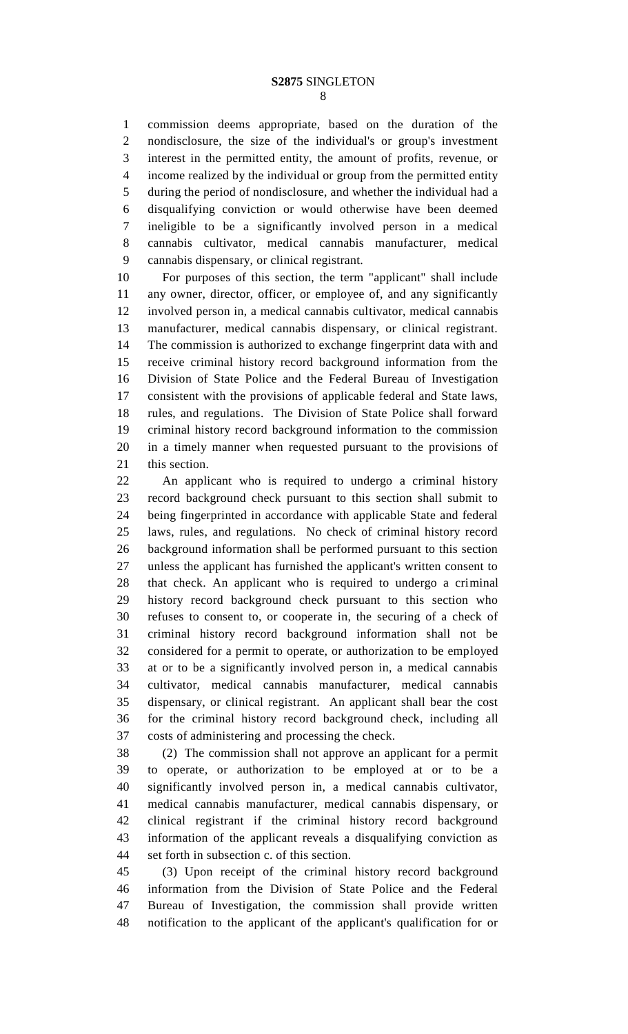commission deems appropriate, based on the duration of the nondisclosure, the size of the individual's or group's investment interest in the permitted entity, the amount of profits, revenue, or income realized by the individual or group from the permitted entity during the period of nondisclosure, and whether the individual had a disqualifying conviction or would otherwise have been deemed ineligible to be a significantly involved person in a medical cannabis cultivator, medical cannabis manufacturer, medical cannabis dispensary, or clinical registrant.

For purposes of this section, the term "applicant" shall include any owner, director, officer, or employee of, and any significantly involved person in, a medical cannabis cultivator, medical cannabis manufacturer, medical cannabis dispensary, or clinical registrant. The commission is authorized to exchange fingerprint data with and receive criminal history record background information from the Division of State Police and the Federal Bureau of Investigation consistent with the provisions of applicable federal and State laws, rules, and regulations. The Division of State Police shall forward criminal history record background information to the commission in a timely manner when requested pursuant to the provisions of this section.

An applicant who is required to undergo a criminal history record background check pursuant to this section shall submit to being fingerprinted in accordance with applicable State and federal laws, rules, and regulations. No check of criminal history record background information shall be performed pursuant to this section unless the applicant has furnished the applicant's written consent to that check. An applicant who is required to undergo a criminal history record background check pursuant to this section who refuses to consent to, or cooperate in, the securing of a check of criminal history record background information shall not be considered for a permit to operate, or authorization to be employed at or to be a significantly involved person in, a medical cannabis cultivator, medical cannabis manufacturer, medical cannabis dispensary, or clinical registrant. An applicant shall bear the cost for the criminal history record background check, including all costs of administering and processing the check.

(2) The commission shall not approve an applicant for a permit to operate, or authorization to be employed at or to be a significantly involved person in, a medical cannabis cultivator, medical cannabis manufacturer, medical cannabis dispensary, or clinical registrant if the criminal history record background information of the applicant reveals a disqualifying conviction as set forth in subsection c. of this section.

(3) Upon receipt of the criminal history record background information from the Division of State Police and the Federal Bureau of Investigation, the commission shall provide written notification to the applicant of the applicant's qualification for or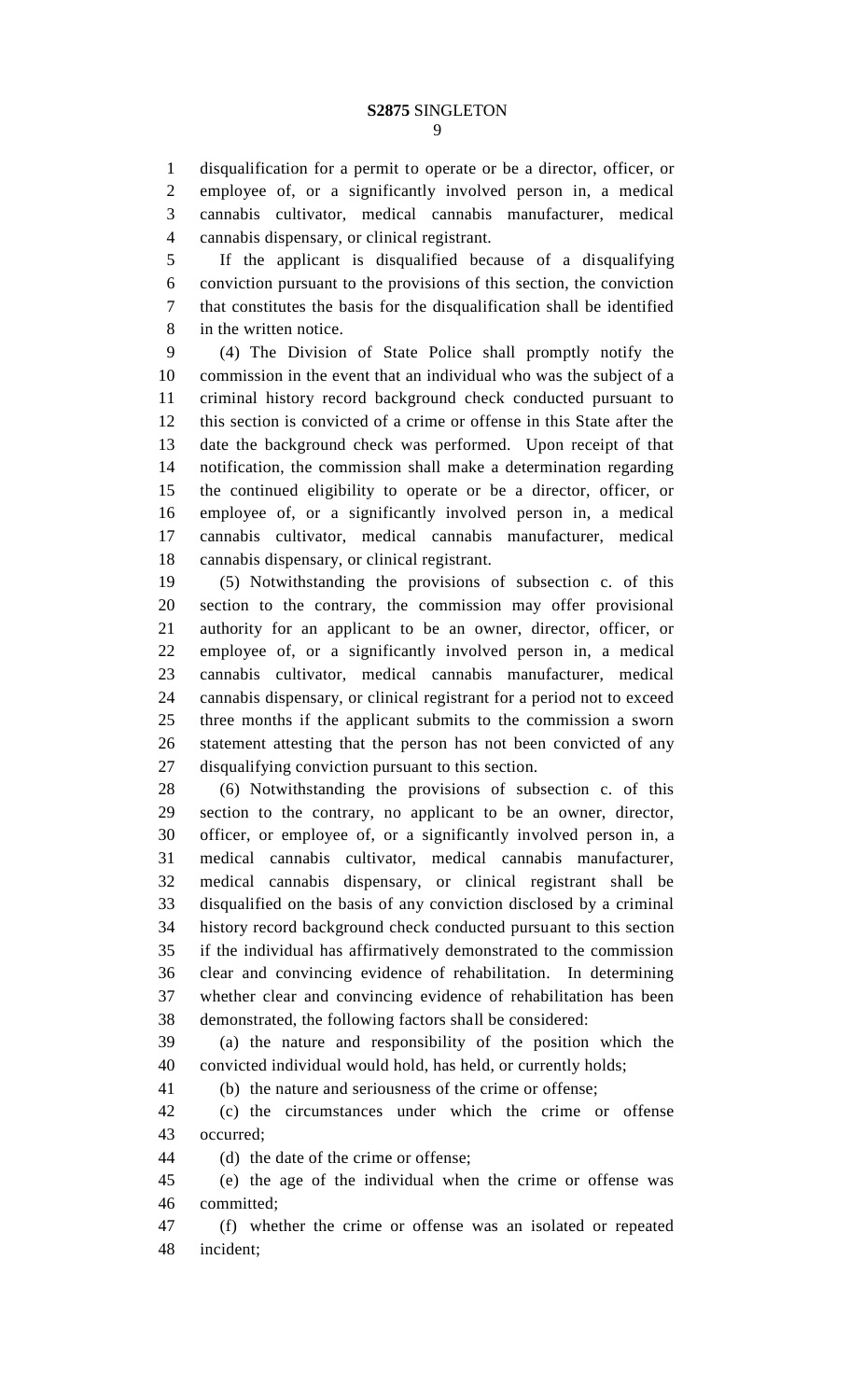disqualification for a permit to operate or be a director, officer, or employee of, or a significantly involved person in, a medical cannabis cultivator, medical cannabis manufacturer, medical cannabis dispensary, or clinical registrant.

If the applicant is disqualified because of a disqualifying conviction pursuant to the provisions of this section, the conviction that constitutes the basis for the disqualification shall be identified in the written notice.

(4) The Division of State Police shall promptly notify the commission in the event that an individual who was the subject of a criminal history record background check conducted pursuant to this section is convicted of a crime or offense in this State after the date the background check was performed. Upon receipt of that notification, the commission shall make a determination regarding the continued eligibility to operate or be a director, officer, or employee of, or a significantly involved person in, a medical cannabis cultivator, medical cannabis manufacturer, medical cannabis dispensary, or clinical registrant.

(5) Notwithstanding the provisions of subsection c. of this section to the contrary, the commission may offer provisional authority for an applicant to be an owner, director, officer, or employee of, or a significantly involved person in, a medical cannabis cultivator, medical cannabis manufacturer, medical cannabis dispensary, or clinical registrant for a period not to exceed three months if the applicant submits to the commission a sworn statement attesting that the person has not been convicted of any disqualifying conviction pursuant to this section.

(6) Notwithstanding the provisions of subsection c. of this section to the contrary, no applicant to be an owner, director, officer, or employee of, or a significantly involved person in, a medical cannabis cultivator, medical cannabis manufacturer, medical cannabis dispensary, or clinical registrant shall be disqualified on the basis of any conviction disclosed by a criminal history record background check conducted pursuant to this section if the individual has affirmatively demonstrated to the commission clear and convincing evidence of rehabilitation. In determining whether clear and convincing evidence of rehabilitation has been demonstrated, the following factors shall be considered:

(a) the nature and responsibility of the position which the convicted individual would hold, has held, or currently holds;

(b) the nature and seriousness of the crime or offense;

(c) the circumstances under which the crime or offense occurred;

(d) the date of the crime or offense;

(e) the age of the individual when the crime or offense was committed;

(f) whether the crime or offense was an isolated or repeated incident;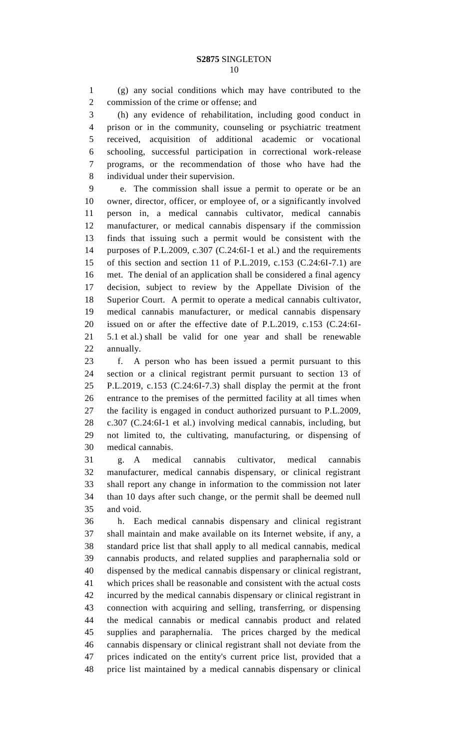(g) any social conditions which may have contributed to the commission of the crime or offense; and

(h) any evidence of rehabilitation, including good conduct in prison or in the community, counseling or psychiatric treatment received, acquisition of additional academic or vocational schooling, successful participation in correctional work-release programs, or the recommendation of those who have had the individual under their supervision.

e. The commission shall issue a permit to operate or be an owner, director, officer, or employee of, or a significantly involved person in, a medical cannabis cultivator, medical cannabis manufacturer, or medical cannabis dispensary if the commission finds that issuing such a permit would be consistent with the purposes of P.L.2009, c.307 (C.24:6I-1 et al.) and the requirements of this section and section 11 of P.L.2019, c.153 (C.24:6I-7.1) are met. The denial of an application shall be considered a final agency decision, subject to review by the Appellate Division of the Superior Court. A permit to operate a medical cannabis cultivator, medical cannabis manufacturer, or medical cannabis dispensary issued on or after the effective date of P.L.2019, c.153 (C.24:6I-5.1 et al.) shall be valid for one year and shall be renewable annually.

f. A person who has been issued a permit pursuant to this section or a clinical registrant permit pursuant to section 13 of P.L.2019, c.153 (C.24:6I-7.3) shall display the permit at the front entrance to the premises of the permitted facility at all times when the facility is engaged in conduct authorized pursuant to P.L.2009, c.307 (C.24:6I-1 et al.) involving medical cannabis, including, but not limited to, the cultivating, manufacturing, or dispensing of medical cannabis.

g. A medical cannabis cultivator, medical cannabis manufacturer, medical cannabis dispensary, or clinical registrant shall report any change in information to the commission not later than 10 days after such change, or the permit shall be deemed null and void.

h. Each medical cannabis dispensary and clinical registrant shall maintain and make available on its Internet website, if any, a standard price list that shall apply to all medical cannabis, medical cannabis products, and related supplies and paraphernalia sold or dispensed by the medical cannabis dispensary or clinical registrant, which prices shall be reasonable and consistent with the actual costs incurred by the medical cannabis dispensary or clinical registrant in connection with acquiring and selling, transferring, or dispensing the medical cannabis or medical cannabis product and related supplies and paraphernalia. The prices charged by the medical cannabis dispensary or clinical registrant shall not deviate from the prices indicated on the entity's current price list, provided that a price list maintained by a medical cannabis dispensary or clinical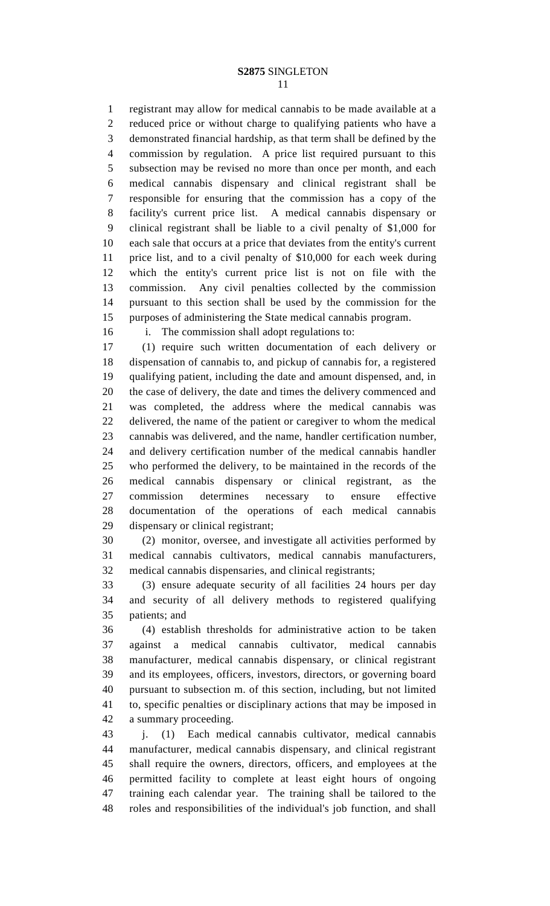registrant may allow for medical cannabis to be made available at a reduced price or without charge to qualifying patients who have a demonstrated financial hardship, as that term shall be defined by the commission by regulation. A price list required pursuant to this subsection may be revised no more than once per month, and each medical cannabis dispensary and clinical registrant shall be responsible for ensuring that the commission has a copy of the facility's current price list. A medical cannabis dispensary or clinical registrant shall be liable to a civil penalty of $1,000 for each sale that occurs at a price that deviates from the entity's current price list, and to a civil penalty of $10,000 for each week during which the entity's current price list is not on file with the commission. Any civil penalties collected by the commission pursuant to this section shall be used by the commission for the purposes of administering the State medical cannabis program.

i. The commission shall adopt regulations to:

(1) require such written documentation of each delivery or dispensation of cannabis to, and pickup of cannabis for, a registered qualifying patient, including the date and amount dispensed, and, in the case of delivery, the date and times the delivery commenced and was completed, the address where the medical cannabis was delivered, the name of the patient or caregiver to whom the medical cannabis was delivered, and the name, handler certification number, and delivery certification number of the medical cannabis handler who performed the delivery, to be maintained in the records of the medical cannabis dispensary or clinical registrant, as the commission determines necessary to ensure effective documentation of the operations of each medical cannabis dispensary or clinical registrant;

(2) monitor, oversee, and investigate all activities performed by medical cannabis cultivators, medical cannabis manufacturers, medical cannabis dispensaries, and clinical registrants;

(3) ensure adequate security of all facilities 24 hours per day and security of all delivery methods to registered qualifying patients; and

(4) establish thresholds for administrative action to be taken against a medical cannabis cultivator, medical cannabis manufacturer, medical cannabis dispensary, or clinical registrant and its employees, officers, investors, directors, or governing board pursuant to subsection m. of this section, including, but not limited to, specific penalties or disciplinary actions that may be imposed in a summary proceeding.

j. (1) Each medical cannabis cultivator, medical cannabis manufacturer, medical cannabis dispensary, and clinical registrant shall require the owners, directors, officers, and employees at the permitted facility to complete at least eight hours of ongoing training each calendar year. The training shall be tailored to the roles and responsibilities of the individual's job function, and shall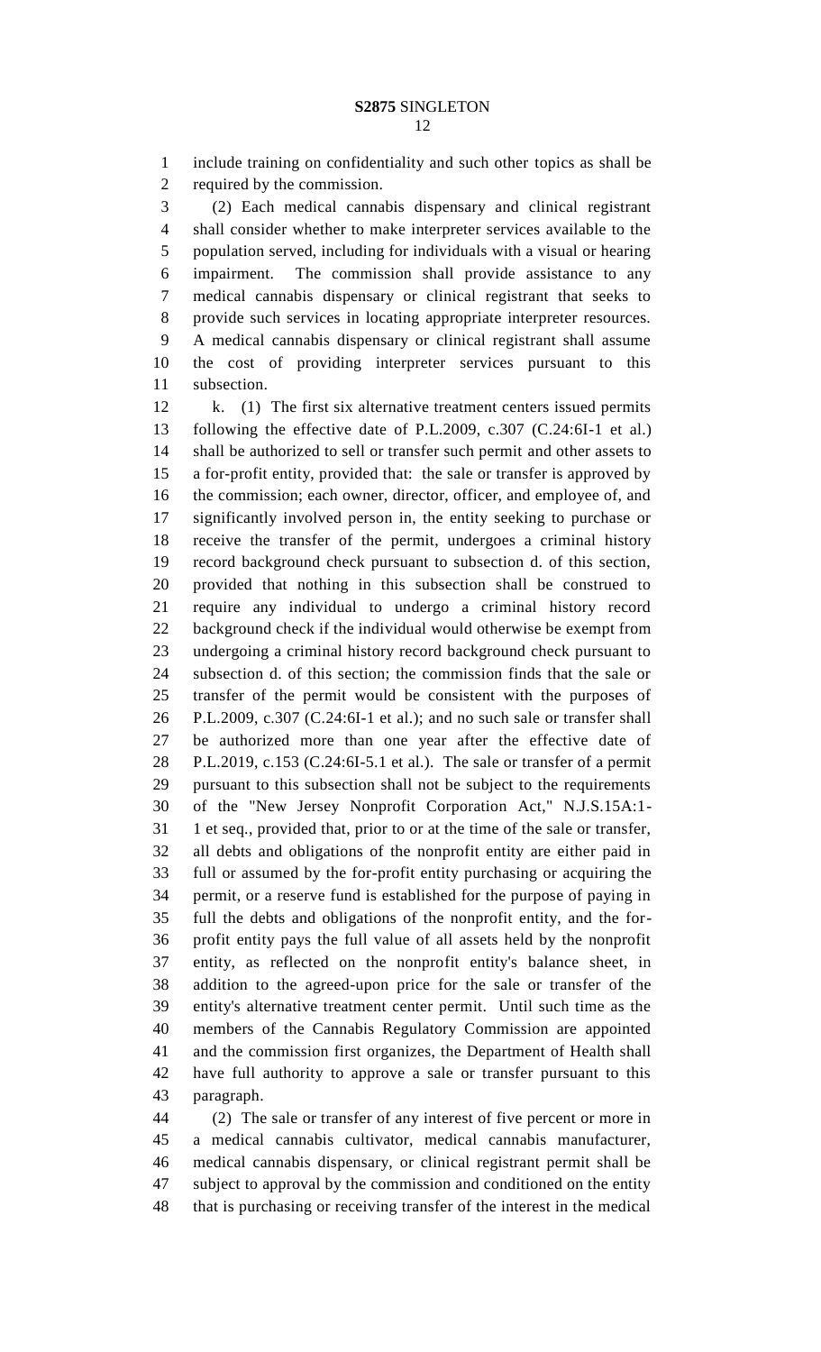include training on confidentiality and such other topics as shall be required by the commission.

(2) Each medical cannabis dispensary and clinical registrant shall consider whether to make interpreter services available to the population served, including for individuals with a visual or hearing impairment. The commission shall provide assistance to any medical cannabis dispensary or clinical registrant that seeks to provide such services in locating appropriate interpreter resources. A medical cannabis dispensary or clinical registrant shall assume the cost of providing interpreter services pursuant to this subsection.

k. (1) The first six alternative treatment centers issued permits following the effective date of P.L.2009, c.307 (C.24:6I-1 et al.) shall be authorized to sell or transfer such permit and other assets to a for-profit entity, provided that: the sale or transfer is approved by the commission; each owner, director, officer, and employee of, and significantly involved person in, the entity seeking to purchase or receive the transfer of the permit, undergoes a criminal history record background check pursuant to subsection d. of this section, provided that nothing in this subsection shall be construed to require any individual to undergo a criminal history record background check if the individual would otherwise be exempt from undergoing a criminal history record background check pursuant to subsection d. of this section; the commission finds that the sale or transfer of the permit would be consistent with the purposes of P.L.2009, c.307 (C.24:6I-1 et al.); and no such sale or transfer shall be authorized more than one year after the effective date of P.L.2019, c.153 (C.24:6I-5.1 et al.). The sale or transfer of a permit pursuant to this subsection shall not be subject to the requirements of the "New Jersey Nonprofit Corporation Act," N.J.S.15A:1-1 et seq., provided that, prior to or at the time of the sale or transfer, all debts and obligations of the nonprofit entity are either paid in full or assumed by the for-profit entity purchasing or acquiring the permit, or a reserve fund is established for the purpose of paying in full the debts and obligations of the nonprofit entity, and the for-profit entity pays the full value of all assets held by the nonprofit entity, as reflected on the nonprofit entity's balance sheet, in addition to the agreed-upon price for the sale or transfer of the entity's alternative treatment center permit. Until such time as the members of the Cannabis Regulatory Commission are appointed and the commission first organizes, the Department of Health shall have full authority to approve a sale or transfer pursuant to this paragraph.

(2) The sale or transfer of any interest of five percent or more in a medical cannabis cultivator, medical cannabis manufacturer, medical cannabis dispensary, or clinical registrant permit shall be subject to approval by the commission and conditioned on the entity that is purchasing or receiving transfer of the interest in the medical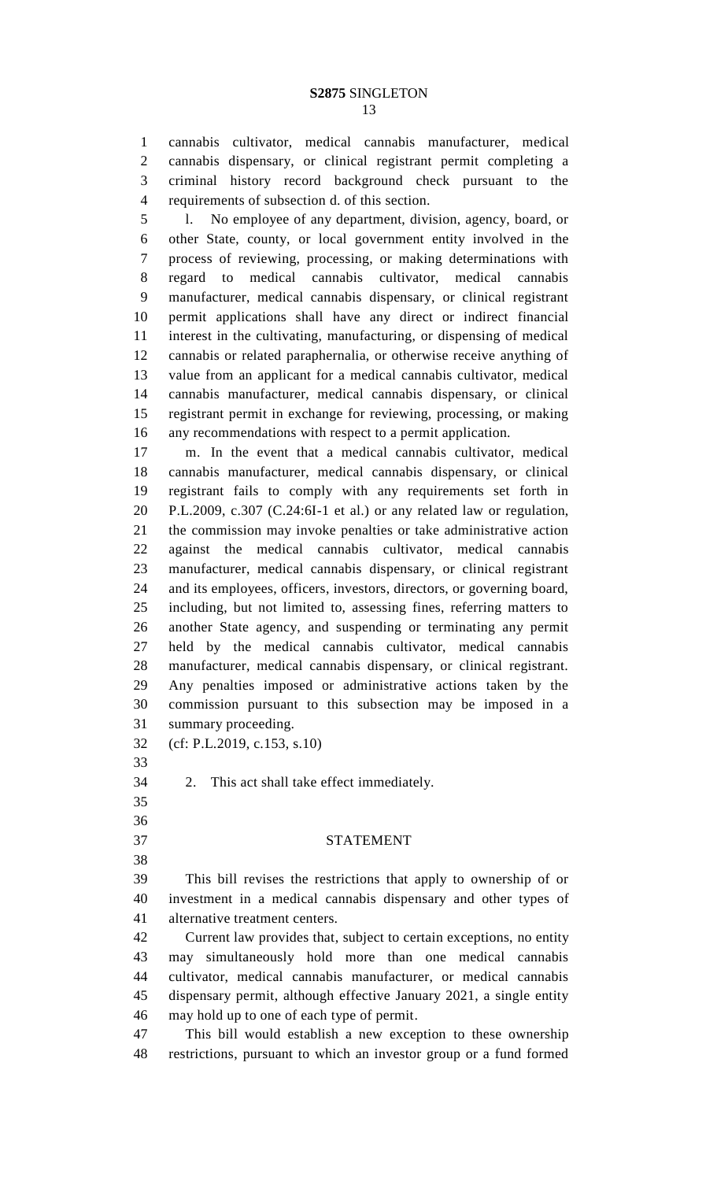cannabis cultivator, medical cannabis manufacturer, medical cannabis dispensary, or clinical registrant permit completing a criminal history record background check pursuant to the requirements of subsection d. of this section.

l. No employee of any department, division, agency, board, or other State, county, or local government entity involved in the process of reviewing, processing, or making determinations with regard to medical cannabis cultivator, medical cannabis manufacturer, medical cannabis dispensary, or clinical registrant permit applications shall have any direct or indirect financial interest in the cultivating, manufacturing, or dispensing of medical cannabis or related paraphernalia, or otherwise receive anything of value from an applicant for a medical cannabis cultivator, medical cannabis manufacturer, medical cannabis dispensary, or clinical registrant permit in exchange for reviewing, processing, or making any recommendations with respect to a permit application.

m. In the event that a medical cannabis cultivator, medical cannabis manufacturer, medical cannabis dispensary, or clinical registrant fails to comply with any requirements set forth in P.L.2009, c.307 (C.24:6I-1 et al.) or any related law or regulation, the commission may invoke penalties or take administrative action against the medical cannabis cultivator, medical cannabis manufacturer, medical cannabis dispensary, or clinical registrant and its employees, officers, investors, directors, or governing board, including, but not limited to, assessing fines, referring matters to another State agency, and suspending or terminating any permit held by the medical cannabis cultivator, medical cannabis manufacturer, medical cannabis dispensary, or clinical registrant. Any penalties imposed or administrative actions taken by the commission pursuant to this subsection may be imposed in a summary proceeding.

(cf: P.L.2019, c.153, s.10)

2. This act shall take effect immediately.

## STATEMENT

This bill revises the restrictions that apply to ownership of or investment in a medical cannabis dispensary and other types of alternative treatment centers.

Current law provides that, subject to certain exceptions, no entity may simultaneously hold more than one medical cannabis cultivator, medical cannabis manufacturer, or medical cannabis dispensary permit, although effective January 2021, a single entity may hold up to one of each type of permit.

This bill would establish a new exception to these ownership restrictions, pursuant to which an investor group or a fund formed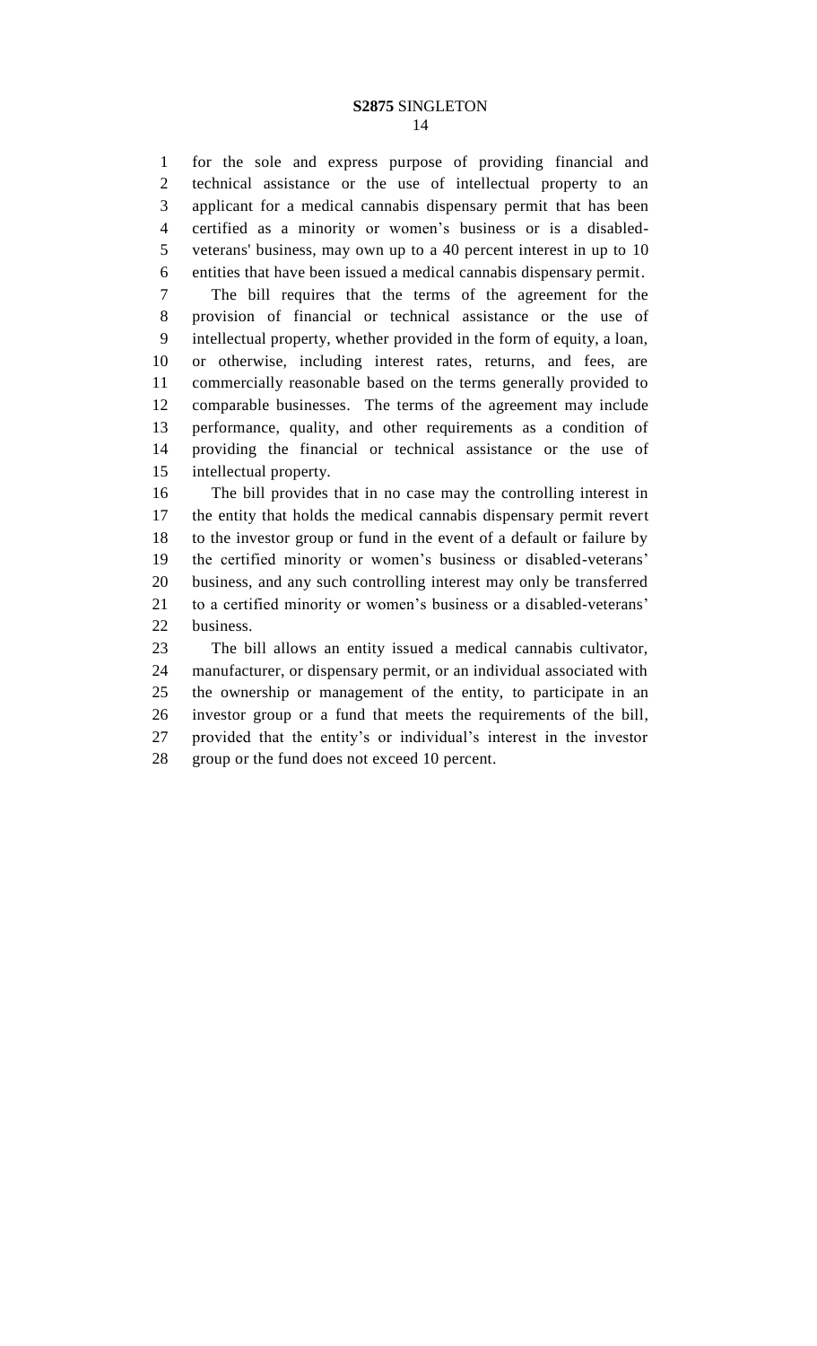for the sole and express purpose of providing financial and technical assistance or the use of intellectual property to an applicant for a medical cannabis dispensary permit that has been certified as a minority or women's business or is a disabled-veterans' business, may own up to a 40 percent interest in up to 10 entities that have been issued a medical cannabis dispensary permit.

The bill requires that the terms of the agreement for the provision of financial or technical assistance or the use of intellectual property, whether provided in the form of equity, a loan, or otherwise, including interest rates, returns, and fees, are commercially reasonable based on the terms generally provided to comparable businesses. The terms of the agreement may include performance, quality, and other requirements as a condition of providing the financial or technical assistance or the use of intellectual property.

The bill provides that in no case may the controlling interest in the entity that holds the medical cannabis dispensary permit revert to the investor group or fund in the event of a default or failure by the certified minority or women's business or disabled-veterans' business, and any such controlling interest may only be transferred to a certified minority or women's business or a disabled-veterans' business.

The bill allows an entity issued a medical cannabis cultivator, manufacturer, or dispensary permit, or an individual associated with the ownership or management of the entity, to participate in an investor group or a fund that meets the requirements of the bill, provided that the entity's or individual's interest in the investor group or the fund does not exceed 10 percent.